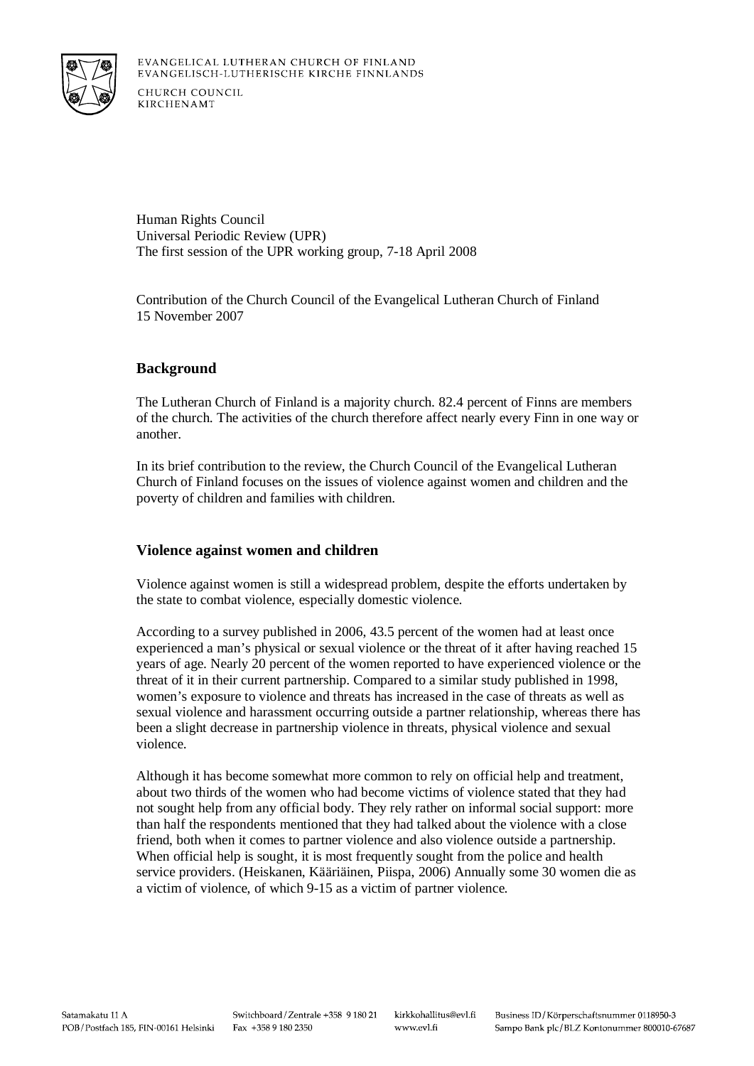EVANGELICAL LUTHERAN CHURCH OF FINLAND
EVANGELISCH-LUTHERISCHE KIRCHE FINNLANDS

CHURCH COUNCIL
KIRCHENAMT

Human Rights Council
Universal Periodic Review (UPR)
The first session of the UPR working group, 7-18 April 2008

Contribution of the Church Council of the Evangelical Lutheran Church of Finland
15 November 2007

## Background

The Lutheran Church of Finland is a majority church. 82.4 percent of Finns are members of the church. The activities of the church therefore affect nearly every Finn in one way or another.

In its brief contribution to the review, the Church Council of the Evangelical Lutheran Church of Finland focuses on the issues of violence against women and children and the poverty of children and families with children.

## Violence against women and children

Violence against women is still a widespread problem, despite the efforts undertaken by the state to combat violence, especially domestic violence.

According to a survey published in 2006, 43.5 percent of the women had at least once experienced a man's physical or sexual violence or the threat of it after having reached 15 years of age. Nearly 20 percent of the women reported to have experienced violence or the threat of it in their current partnership. Compared to a similar study published in 1998, women's exposure to violence and threats has increased in the case of threats as well as sexual violence and harassment occurring outside a partner relationship, whereas there has been a slight decrease in partnership violence in threats, physical violence and sexual violence.

Although it has become somewhat more common to rely on official help and treatment, about two thirds of the women who had become victims of violence stated that they had not sought help from any official body. They rely rather on informal social support: more than half the respondents mentioned that they had talked about the violence with a close friend, both when it comes to partner violence and also violence outside a partnership. When official help is sought, it is most frequently sought from the police and health service providers. (Heiskanen, Kääriäinen, Piispa, 2006) Annually some 30 women die as a victim of violence, of which 9-15 as a victim of partner violence.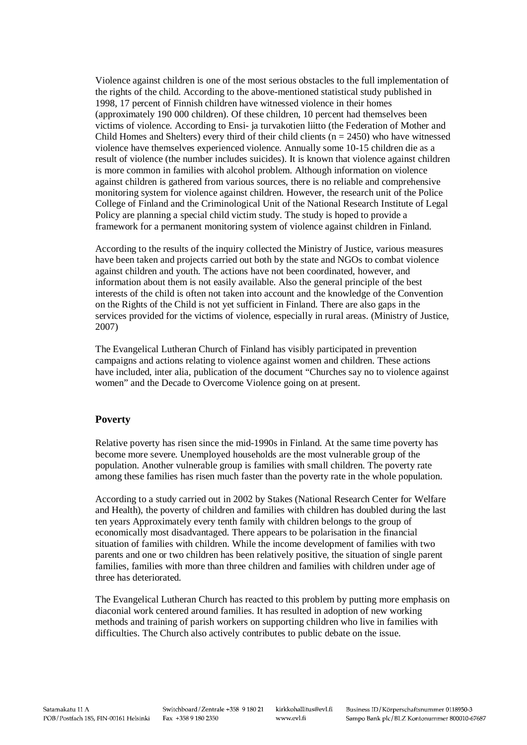Violence against children is one of the most serious obstacles to the full implementation of the rights of the child. According to the above-mentioned statistical study published in 1998, 17 percent of Finnish children have witnessed violence in their homes (approximately 190 000 children). Of these children, 10 percent had themselves been victims of violence. According to Ensi- ja turvakotien liitto (the Federation of Mother and Child Homes and Shelters) every third of their child clients (n = 2450) who have witnessed violence have themselves experienced violence. Annually some 10-15 children die as a result of violence (the number includes suicides). It is known that violence against children is more common in families with alcohol problem. Although information on violence against children is gathered from various sources, there is no reliable and comprehensive monitoring system for violence against children. However, the research unit of the Police College of Finland and the Criminological Unit of the National Research Institute of Legal Policy are planning a special child victim study. The study is hoped to provide a framework for a permanent monitoring system of violence against children in Finland.

According to the results of the inquiry collected the Ministry of Justice, various measures have been taken and projects carried out both by the state and NGOs to combat violence against children and youth. The actions have not been coordinated, however, and information about them is not easily available. Also the general principle of the best interests of the child is often not taken into account and the knowledge of the Convention on the Rights of the Child is not yet sufficient in Finland. There are also gaps in the services provided for the victims of violence, especially in rural areas. (Ministry of Justice, 2007)

The Evangelical Lutheran Church of Finland has visibly participated in prevention campaigns and actions relating to violence against women and children. These actions have included, inter alia, publication of the document “Churches say no to violence against women” and the Decade to Overcome Violence going on at present.

## Poverty

Relative poverty has risen since the mid-1990s in Finland. At the same time poverty has become more severe. Unemployed households are the most vulnerable group of the population. Another vulnerable group is families with small children. The poverty rate among these families has risen much faster than the poverty rate in the whole population.

According to a study carried out in 2002 by Stakes (National Research Center for Welfare and Health), the poverty of children and families with children has doubled during the last ten years Approximately every tenth family with children belongs to the group of economically most disadvantaged. There appears to be polarisation in the financial situation of families with children. While the income development of families with two parents and one or two children has been relatively positive, the situation of single parent families, families with more than three children and families with children under age of three has deteriorated.

The Evangelical Lutheran Church has reacted to this problem by putting more emphasis on diaconial work centered around families. It has resulted in adoption of new working methods and training of parish workers on supporting children who live in families with difficulties. The Church also actively contributes to public debate on the issue.